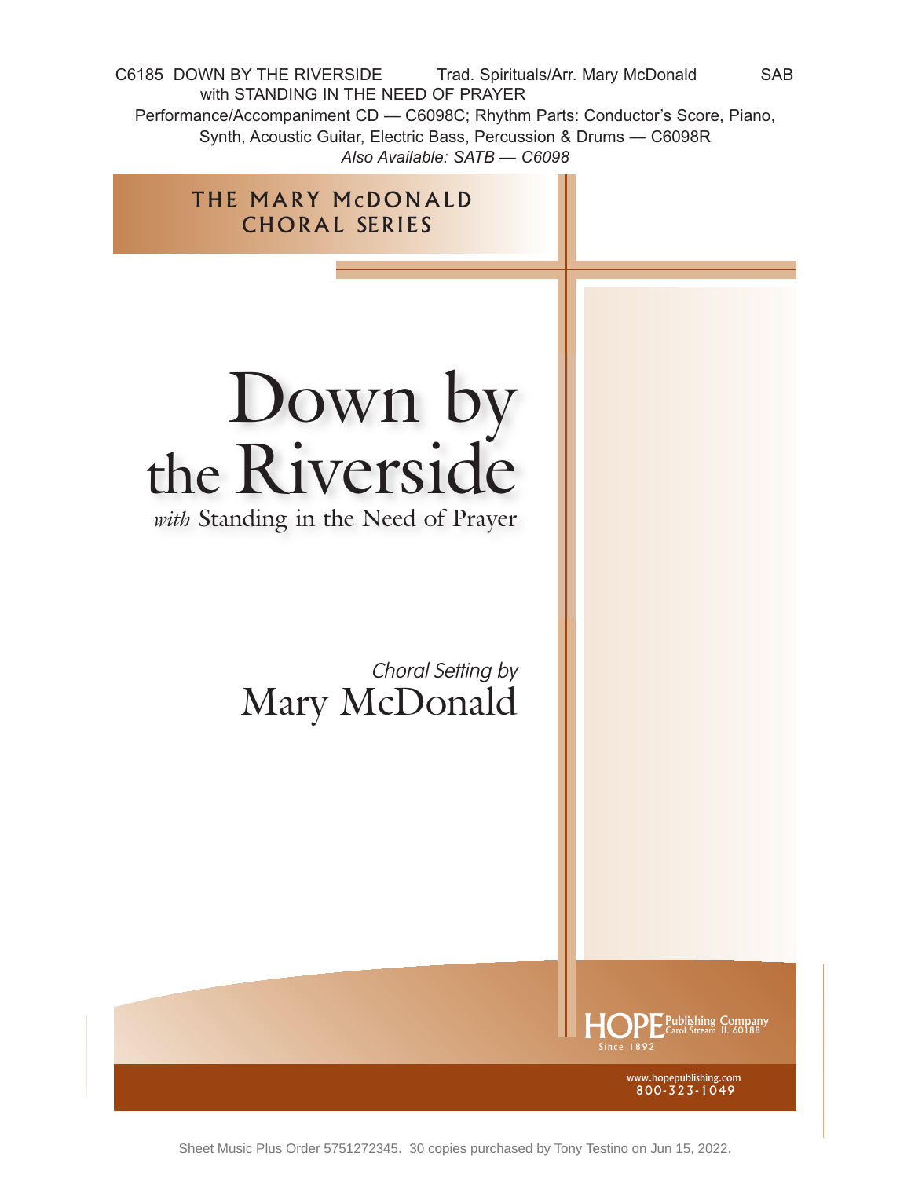C6185 DOWN BY THE RIVERSIDE Trad. Spirituals/Arr. Mary McDonald SAB
with STANDING IN THE NEED OF PRAYER

Performance/Accompaniment CD — C6098C; Rhythm Parts: Conductor's Score, Piano, Synth, Acoustic Guitar, Electric Bass, Percussion & Drums — C6098R

*Also Available: SATB — C6098*

THE MARY McDONALD CHORAL SERIES

# Down by the Riverside

*with* Standing in the Need of Prayer

*Choral Setting by*
Mary McDonald

HOPE Publishing Company
Carol Stream IL 60188
Since 1892

www.hopepublishing.com
800-323-1049

Sheet Music Plus Order 5751272345. 30 copies purchased by Tony Testino on Jun 15, 2022.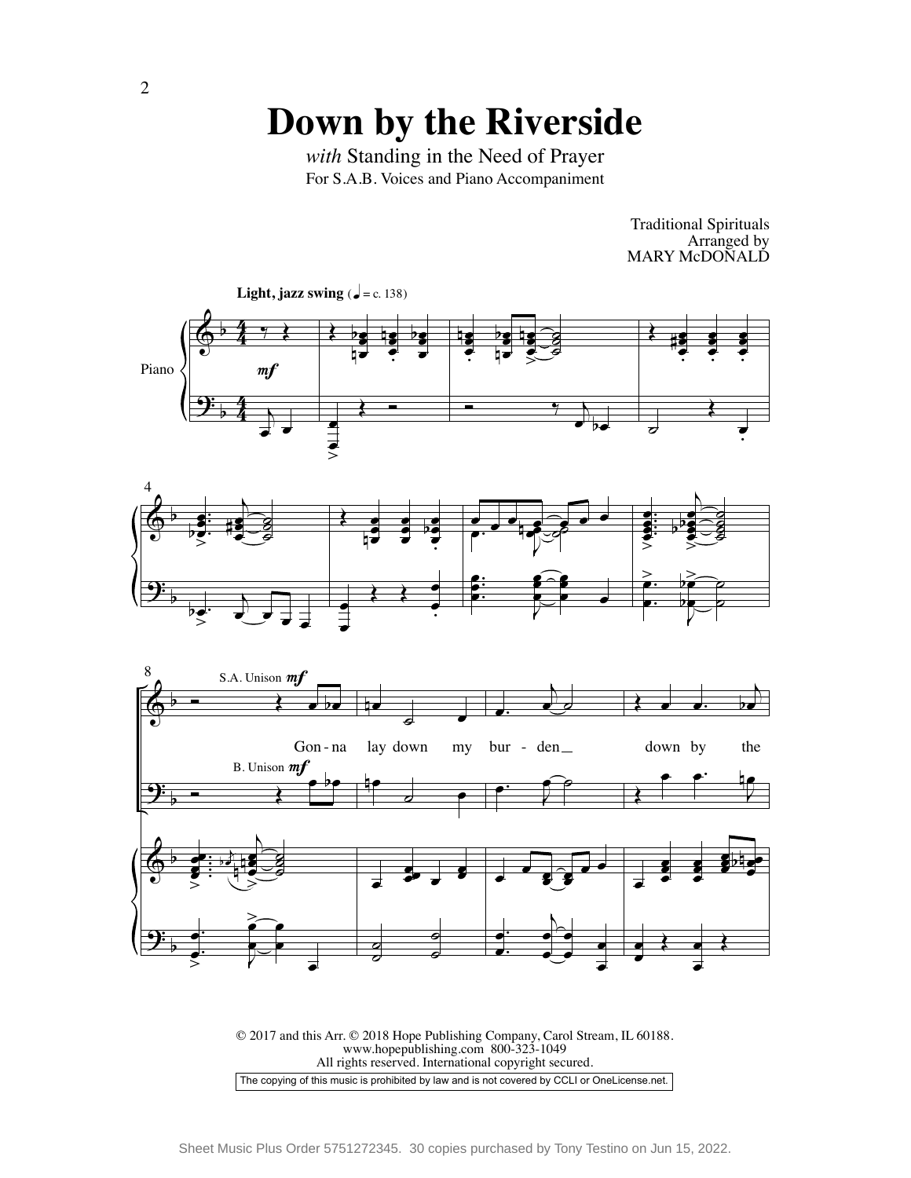# Down by the Riverside

*with* Standing in the Need of Prayer

For S.A.B. Voices and Piano Accompaniment

Traditional Spirituals
Arranged by
MARY McDONALD

**Light, jazz swing** (♩ = c. 138)

S.A. Unison *mf*

B. Unison *mf*

Gon - na lay down my bur - den down by the

© 2017 and this Arr. © 2018 Hope Publishing Company, Carol Stream, IL 60188.
www.hopepublishing.com 800-323-1049
All rights reserved. International copyright secured.

The copying of this music is prohibited by law and is not covered by CCLI or OneLicense.net.

Sheet Music Plus Order 5751272345. 30 copies purchased by Tony Testino on Jun 15, 2022.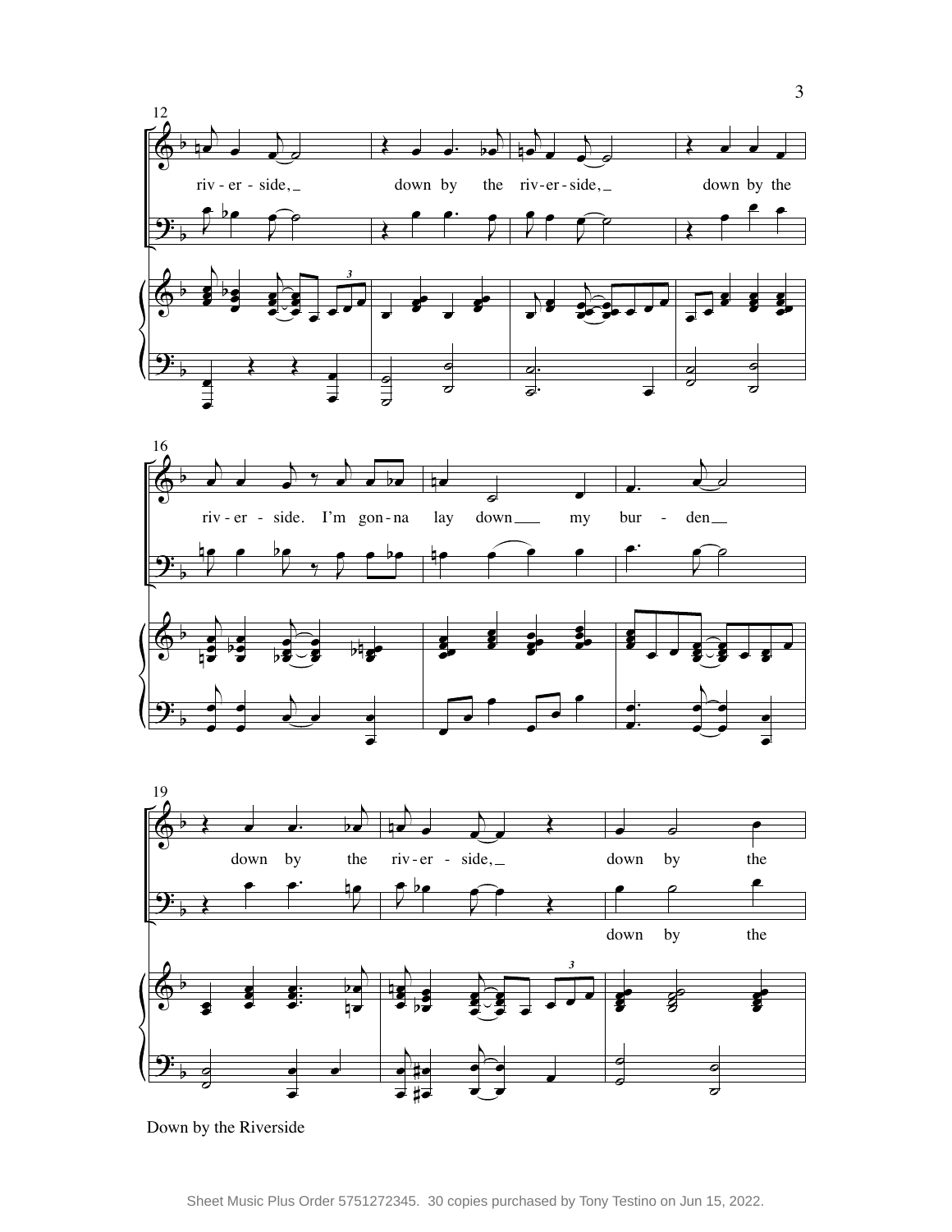12

riv - er - side, down by the riv - er - side, down by the

16

riv - er - side. I'm gon - na lay down my bur - den

19

down by the riv - er - side, down by the

down by the

Down by the Riverside

Sheet Music Plus Order 5751272345. 30 copies purchased by Tony Testino on Jun 15, 2022.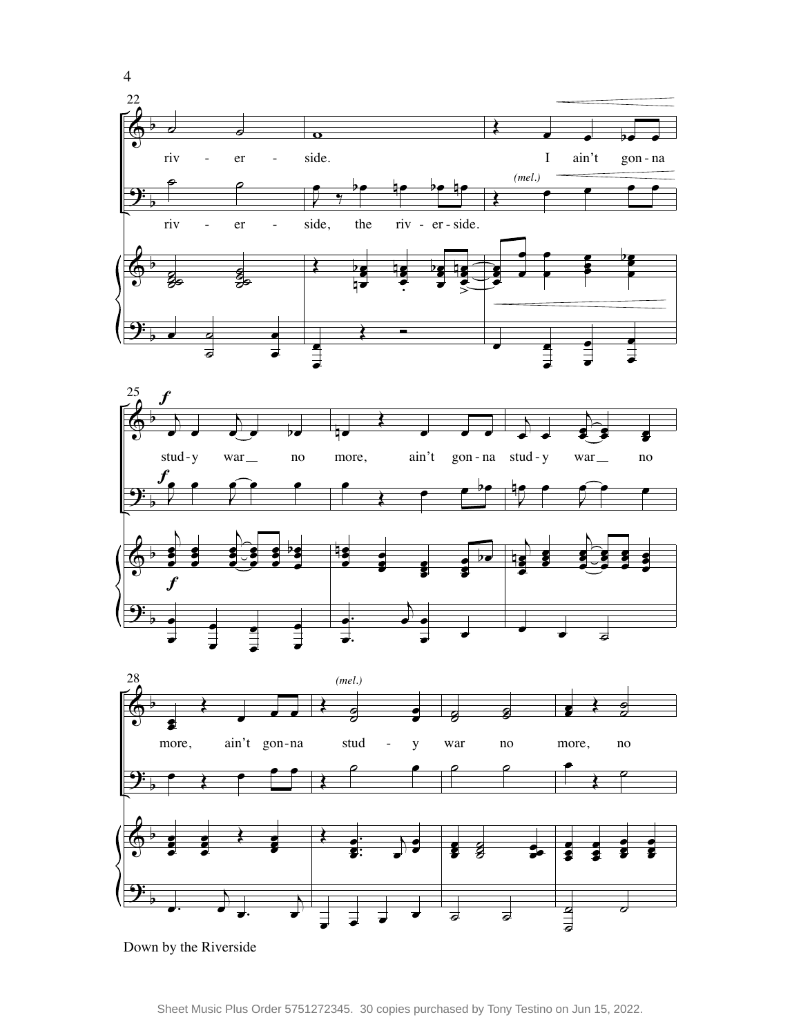22

riv - er - side. I ain't gon - na

*(mel.)*

riv - er - side, the riv - er - side.

25

***f***

stud - y war no more, ain't gon - na stud - y war no

28

*(mel.)*

more, ain't gon - na stud - y war no more, no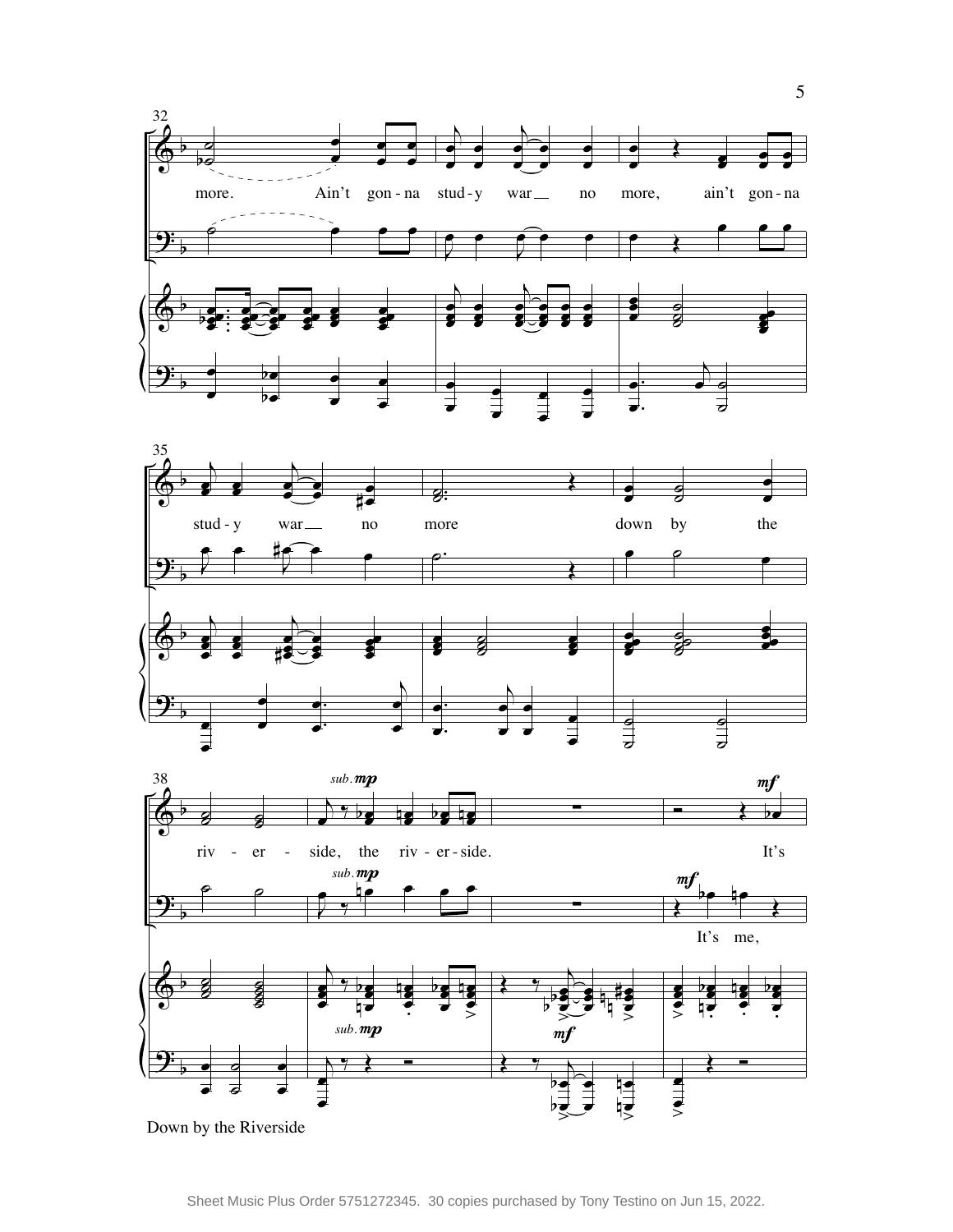more. Ain't gon-na stud-y war no more, ain't gon-na stud-y war no more down by the riv-er-side, the riv-er-side. It's

It's me,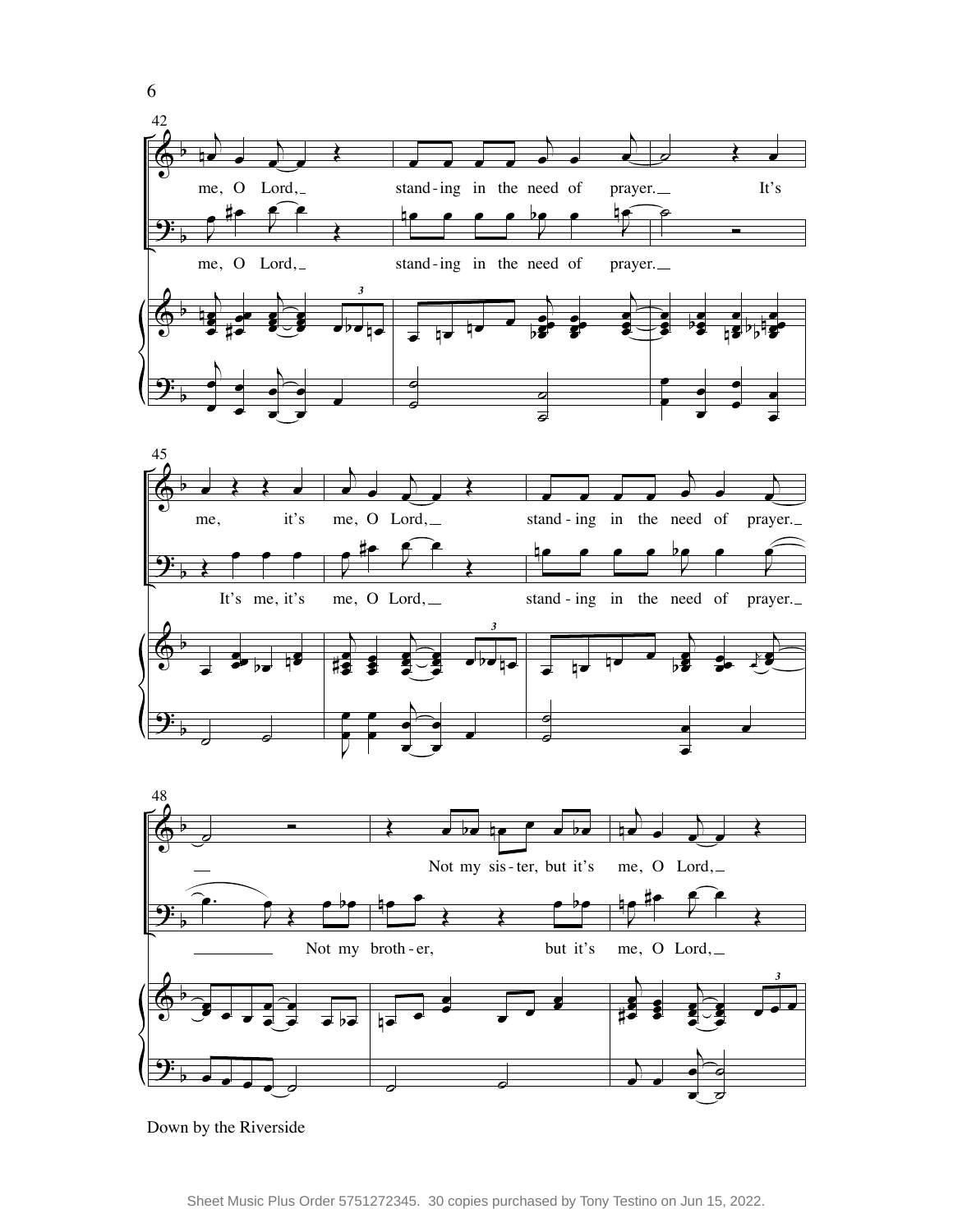42

me, O Lord, stand-ing in the need of prayer. It's

me, O Lord, stand-ing in the need of prayer.

45

me, it's me, O Lord, stand-ing in the need of prayer.

It's me, it's me, O Lord, stand-ing in the need of prayer.

48

Not my sis-ter, but it's me, O Lord,

Not my broth-er, but it's me, O Lord,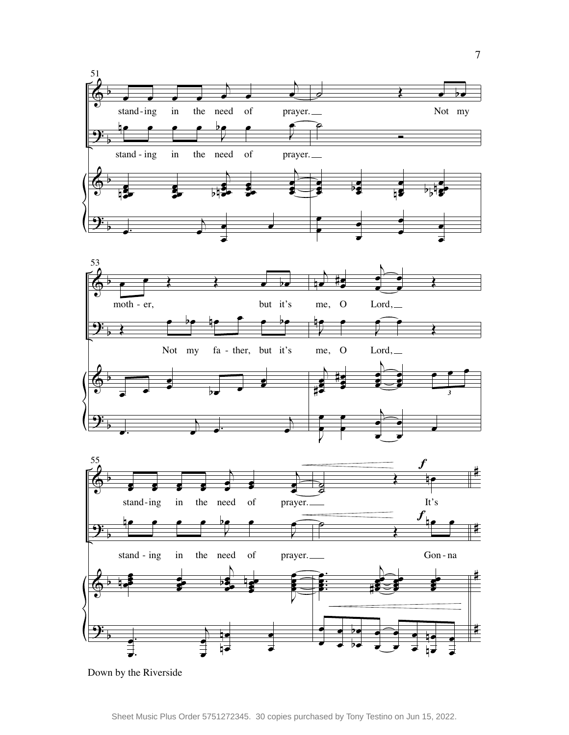51

stand-ing in the need of prayer. Not my

stand - ing in the need of prayer.

53

moth - er, but it's me, O Lord,

Not my fa - ther, but it's me, O Lord,

55

*f*

stand-ing in the need of prayer. It's

*f*

stand - ing in the need of prayer. Gon - na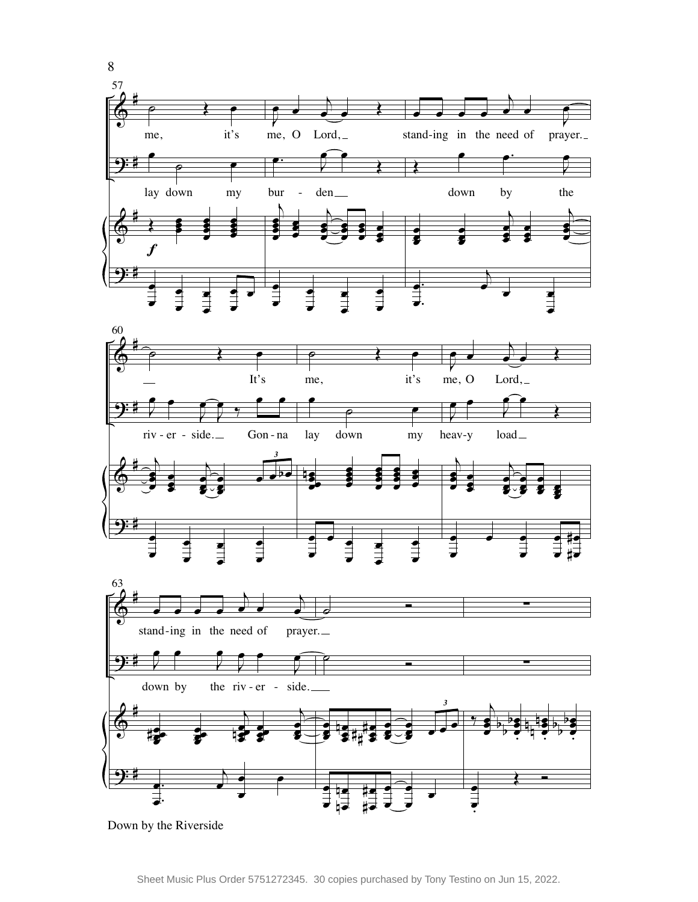57

me, it's me, O Lord, stand-ing in the need of prayer.

lay down my bur - den down by the

*f*

60

It's me, it's me, O Lord,

riv - er - side. Gon - na lay down my heav-y load

63

stand-ing in the need of prayer.

down by the riv - er - side.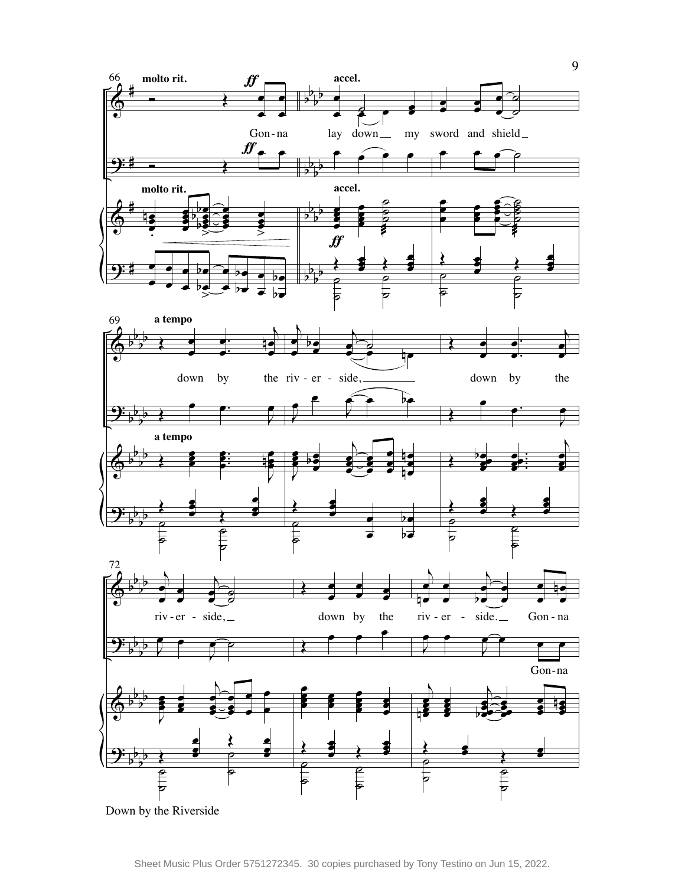66 **molto rit.** *ff* **accel.**

Gon - na lay down my sword and shield

69 **a tempo**

down by the riv - er - side,

down by the riv - er - side,

72

down by the riv - er - side. Gon - na

Gon - na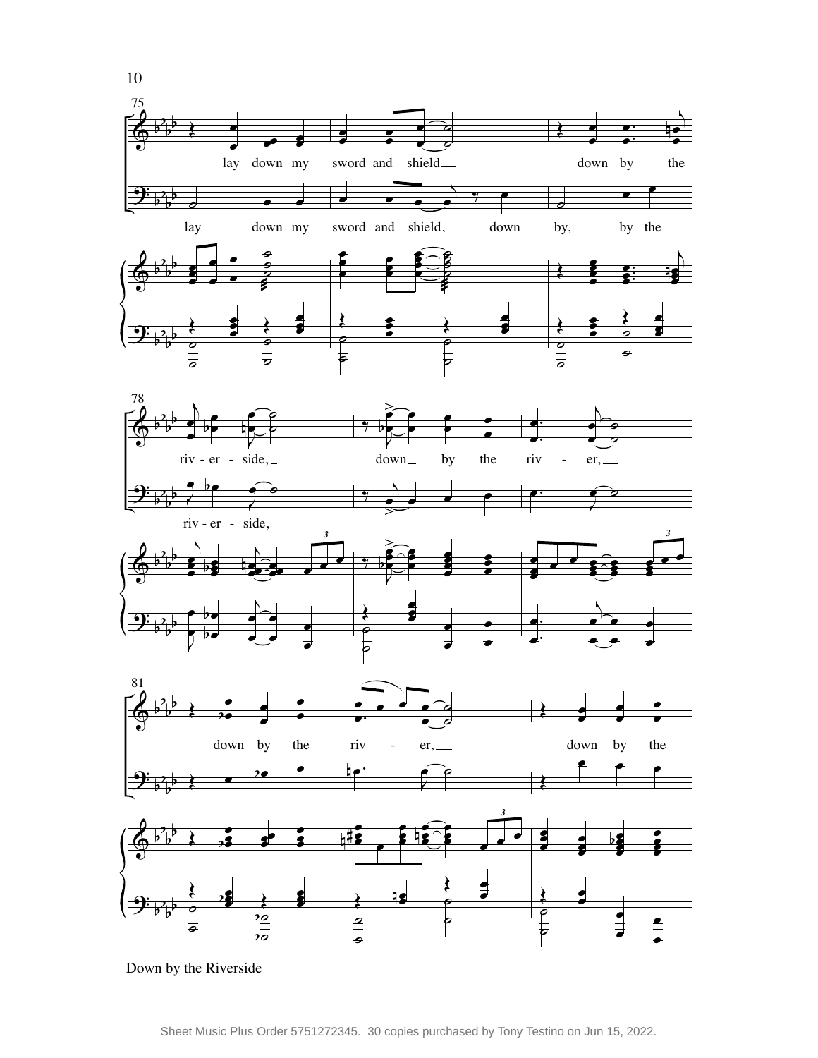75

lay down my sword and shield down by the

lay down my sword and shield, down by, by the

78

riv - er - side, down by the riv - er,

riv - er - side,

81

down by the riv - er, down by the

Down by the Riverside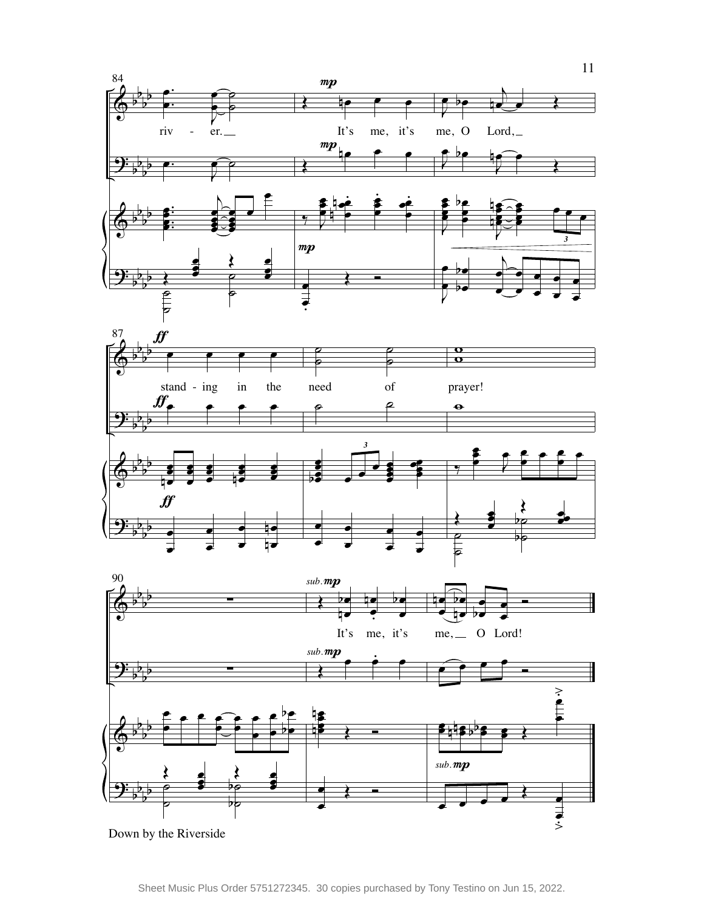84

riv - er. It's me, it's me, O Lord, standing in the need of prayer!

It's me, it's me, O Lord!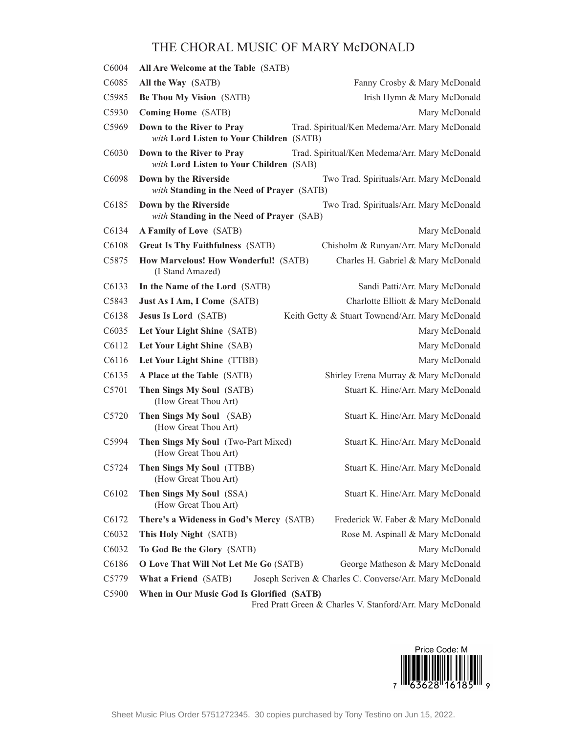# THE CHORAL MUSIC OF MARY McDONALD

| | | |
|---|---|---|
| C6004 | **All Are Welcome at the Table** (SATB) | |
| C6085 | **All the Way** (SATB) | Fanny Crosby & Mary McDonald |
| C5985 | **Be Thou My Vision** (SATB) | Irish Hymn & Mary McDonald |
| C5930 | **Coming Home** (SATB) | Mary McDonald |
| C5969 | **Down to the River to Pray** *with* **Lord Listen to Your Children** (SATB) | Trad. Spiritual/Ken Medema/Arr. Mary McDonald |
| C6030 | **Down to the River to Pray** *with* **Lord Listen to Your Children** (SAB) | Trad. Spiritual/Ken Medema/Arr. Mary McDonald |
| C6098 | **Down by the Riverside** *with* **Standing in the Need of Prayer** (SATB) | Two Trad. Spirituals/Arr. Mary McDonald |
| C6185 | **Down by the Riverside** *with* **Standing in the Need of Prayer** (SAB) | Two Trad. Spirituals/Arr. Mary McDonald |
| C6134 | **A Family of Love** (SATB) | Mary McDonald |
| C6108 | **Great Is Thy Faithfulness** (SATB) | Chisholm & Runyan/Arr. Mary McDonald |
| C5875 | **How Marvelous! How Wonderful!** (SATB) (I Stand Amazed) | Charles H. Gabriel & Mary McDonald |
| C6133 | **In the Name of the Lord** (SATB) | Sandi Patti/Arr. Mary McDonald |
| C5843 | **Just As I Am, I Come** (SATB) | Charlotte Elliott & Mary McDonald |
| C6138 | **Jesus Is Lord** (SATB) | Keith Getty & Stuart Townend/Arr. Mary McDonald |
| C6035 | **Let Your Light Shine** (SATB) | Mary McDonald |
| C6112 | **Let Your Light Shine** (SAB) | Mary McDonald |
| C6116 | **Let Your Light Shine** (TTBB) | Mary McDonald |
| C6135 | **A Place at the Table** (SATB) | Shirley Erena Murray & Mary McDonald |
| C5701 | **Then Sings My Soul** (SATB) (How Great Thou Art) | Stuart K. Hine/Arr. Mary McDonald |
| C5720 | **Then Sings My Soul** (SAB) (How Great Thou Art) | Stuart K. Hine/Arr. Mary McDonald |
| C5994 | **Then Sings My Soul** (Two-Part Mixed) (How Great Thou Art) | Stuart K. Hine/Arr. Mary McDonald |
| C5724 | **Then Sings My Soul** (TTBB) (How Great Thou Art) | Stuart K. Hine/Arr. Mary McDonald |
| C6102 | **Then Sings My Soul** (SSA) (How Great Thou Art) | Stuart K. Hine/Arr. Mary McDonald |
| C6172 | **There's a Wideness in God's Mercy** (SATB) | Frederick W. Faber & Mary McDonald |
| C6032 | **This Holy Night** (SATB) | Rose M. Aspinall & Mary McDonald |
| C6032 | **To God Be the Glory** (SATB) | Mary McDonald |
| C6186 | **O Love That Will Not Let Me Go** (SATB) | George Matheson & Mary McDonald |
| C5779 | **What a Friend** (SATB) | Joseph Scriven & Charles C. Converse/Arr. Mary McDonald |
| C5900 | **When in Our Music God Is Glorified (SATB)** | Fred Pratt Green & Charles V. Stanford/Arr. Mary McDonald |

Price Code: M

7 63628 16185 9

Sheet Music Plus Order 5751272345. 30 copies purchased by Tony Testino on Jun 15, 2022.